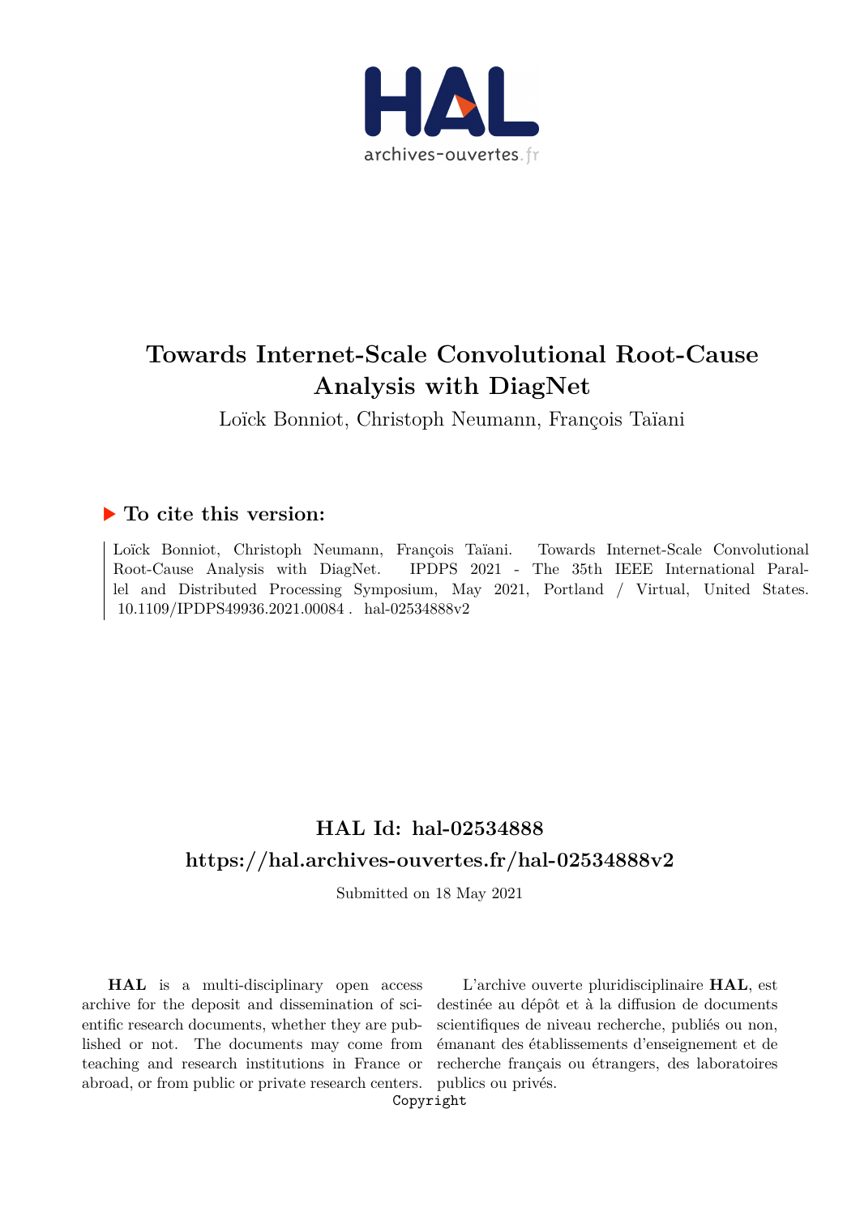# Towards Internet-Scale Convolutional Root-Cause Analysis with DiagNet

Loïck Bonniot, Christoph Neumann, François Taïani

## ▶ To cite this version:

Loïck Bonniot, Christoph Neumann, François Taïani. Towards Internet-Scale Convolutional Root-Cause Analysis with DiagNet. IPDPS 2021 - The 35th IEEE International Parallel and Distributed Processing Symposium, May 2021, Portland / Virtual, United States. 10.1109/IPDPS49936.2021.00084 . hal-02534888v2

## HAL Id: hal-02534888

## https://hal.archives-ouvertes.fr/hal-02534888v2

Submitted on 18 May 2021

**HAL** is a multi-disciplinary open access archive for the deposit and dissemination of scientific research documents, whether they are published or not. The documents may come from teaching and research institutions in France or abroad, or from public or private research centers.

L'archive ouverte pluridisciplinaire **HAL**, est destinée au dépôt et à la diffusion de documents scientifiques de niveau recherche, publiés ou non, émanant des établissements d'enseignement et de recherche français ou étrangers, des laboratoires publics ou privés.

Copyright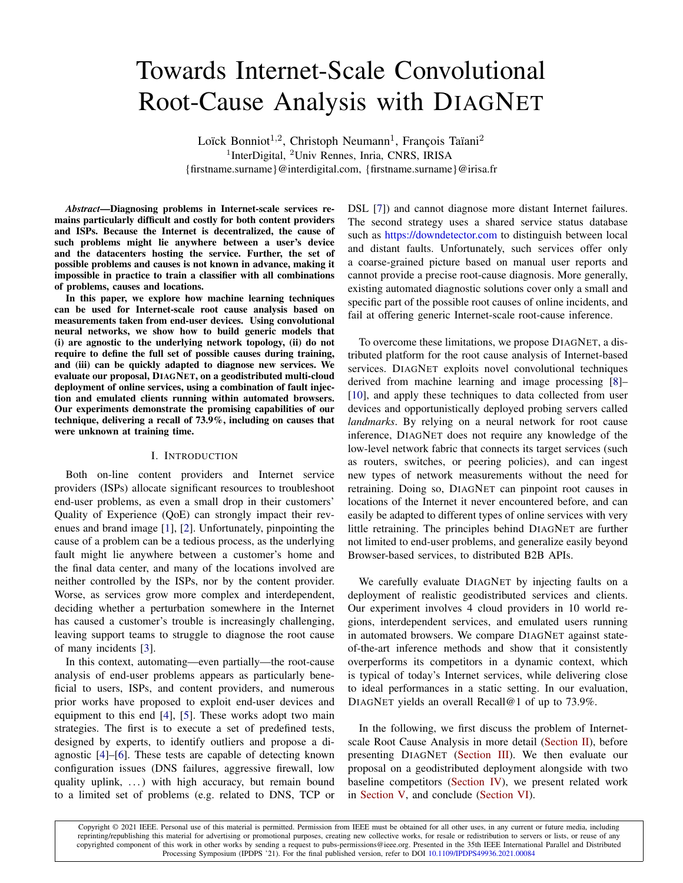# Towards Internet-Scale Convolutional Root-Cause Analysis with DiagNet

Loïck Bonniot[1,2], Christoph Neumann[1], François Taïani[2]
[1]InterDigital, [2]Univ Rennes, Inria, CNRS, IRISA
{firstname.surname}@interdigital.com, {firstname.surname}@irisa.fr

***Abstract*—Diagnosing problems in Internet-scale services remains particularly difficult and costly for both content providers and ISPs. Because the Internet is decentralized, the cause of such problems might lie anywhere between a user's device and the datacenters hosting the service. Further, the set of possible problems and causes is not known in advance, making it impossible in practice to train a classifier with all combinations of problems, causes and locations.**

**In this paper, we explore how machine learning techniques can be used for Internet-scale root cause analysis based on measurements taken from end-user devices. Using convolutional neural networks, we show how to build generic models that (i) are agnostic to the underlying network topology, (ii) do not require to define the full set of possible causes during training, and (iii) can be quickly adapted to diagnose new services. We evaluate our proposal, DiagNet, on a geodistributed multi-cloud deployment of online services, using a combination of fault injection and emulated clients running within automated browsers. Our experiments demonstrate the promising capabilities of our technique, delivering a recall of 73.9%, including on causes that were unknown at training time.**

## I. Introduction

Both on-line content providers and Internet service providers (ISPs) allocate significant resources to troubleshoot end-user problems, as even a small drop in their customers' Quality of Experience (QoE) can strongly impact their revenues and brand image [1], [2]. Unfortunately, pinpointing the cause of a problem can be a tedious process, as the underlying fault might lie anywhere between a customer's home and the final data center, and many of the locations involved are neither controlled by the ISPs, nor by the content provider. Worse, as services grow more complex and interdependent, deciding whether a perturbation somewhere in the Internet has caused a customer's trouble is increasingly challenging, leaving support teams to struggle to diagnose the root cause of many incidents [3].

In this context, automating—even partially—the root-cause analysis of end-user problems appears as particularly beneficial to users, ISPs, and content providers, and numerous prior works have proposed to exploit end-user devices and equipment to this end [4], [5]. These works adopt two main strategies. The first is to execute a set of predefined tests, designed by experts, to identify outliers and propose a diagnostic [4]–[6]. These tests are capable of detecting known configuration issues (DNS failures, aggressive firewall, low quality uplink, ...) with high accuracy, but remain bound to a limited set of problems (e.g. related to DNS, TCP or DSL [7]) and cannot diagnose more distant Internet failures. The second strategy uses a shared service status database such as https://downdetector.com to distinguish between local and distant faults. Unfortunately, such services offer only a coarse-grained picture based on manual user reports and cannot provide a precise root-cause diagnosis. More generally, existing automated diagnostic solutions cover only a small and specific part of the possible root causes of online incidents, and fail at offering generic Internet-scale root-cause inference.

To overcome these limitations, we propose DiagNet, a distributed platform for the root cause analysis of Internet-based services. DiagNet exploits novel convolutional techniques derived from machine learning and image processing [8]–[10], and apply these techniques to data collected from user devices and opportunistically deployed probing servers called *landmarks*. By relying on a neural network for root cause inference, DiagNet does not require any knowledge of the low-level network fabric that connects its target services (such as routers, switches, or peering policies), and can ingest new types of network measurements without the need for retraining. Doing so, DiagNet can pinpoint root causes in locations of the Internet it never encountered before, and can easily be adapted to different types of online services with very little retraining. The principles behind DiagNet are further not limited to end-user problems, and generalize easily beyond Browser-based services, to distributed B2B APIs.

We carefully evaluate DiagNet by injecting faults on a deployment of realistic geodistributed services and clients. Our experiment involves 4 cloud providers in 10 world regions, interdependent services, and emulated users running in automated browsers. We compare DiagNet against state-of-the-art inference methods and show that it consistently overperforms its competitors in a dynamic context, which is typical of today's Internet services, while delivering close to ideal performances in a static setting. In our evaluation, DiagNet yields an overall Recall@1 of up to 73.9%.

In the following, we first discuss the problem of Internet-scale Root Cause Analysis in more detail (Section II), before presenting DiagNet (Section III). We then evaluate our proposal on a geodistributed deployment alongside with two baseline competitors (Section IV), we present related work in Section V, and conclude (Section VI).

Copyright © 2021 IEEE. Personal use of this material is permitted. Permission from IEEE must be obtained for all other uses, in any current or future media, including reprinting/republishing this material for advertising or promotional purposes, creating new collective works, for resale or redistribution to servers or lists, or reuse of any copyrighted component of this work in other works by sending a request to pubs-permissions@ieee.org. Presented in the 35th IEEE International Parallel and Distributed Processing Symposium (IPDPS '21). For the final published version, refer to DOI 10.1109/IPDPS49936.2021.00084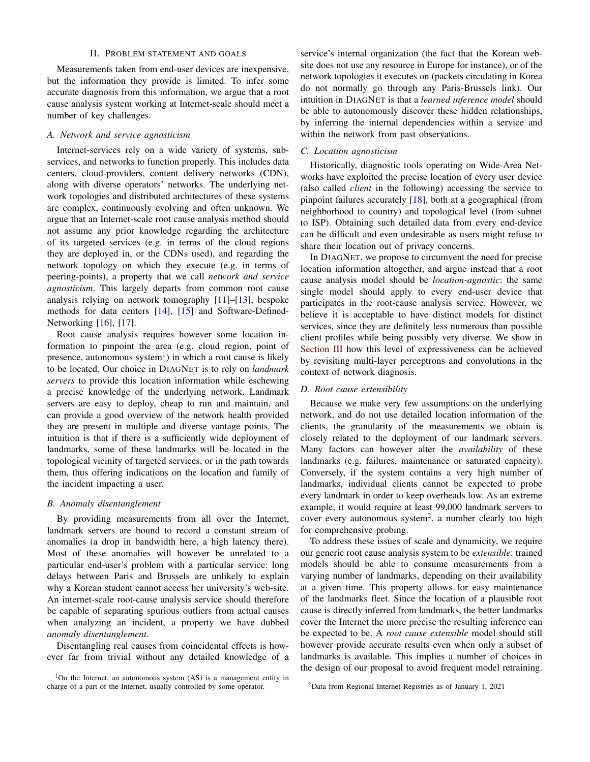## II. Problem statement and goals

Measurements taken from end-user devices are inexpensive, but the information they provide is limited. To infer some accurate diagnosis from this information, we argue that a root cause analysis system working at Internet-scale should meet a number of key challenges.

### A. Network and service agnosticism

Internet-services rely on a wide variety of systems, subservices, and networks to function properly. This includes data centers, cloud-providers, content delivery networks (CDN), along with diverse operators' networks. The underlying network topologies and distributed architectures of these systems are complex, continuously evolving and often unknown. We argue that an Internet-scale root cause analysis method should not assume any prior knowledge regarding the architecture of its targeted services (e.g. in terms of the cloud regions they are deployed in, or the CDNs used), and regarding the network topology on which they execute (e.g. in terms of peering-points), a property that we call *network and service agnosticism*. This largely departs from common root cause analysis relying on network tomography [11]–[13], bespoke methods for data centers [14], [15] and Software-Defined-Networking [16], [17].

Root cause analysis requires however some location information to pinpoint the area (e.g. cloud region, point of presence, autonomous system[1]) in which a root cause is likely to be located. Our choice in DiagNet is to rely on *landmark servers* to provide this location information while eschewing a precise knowledge of the underlying network. Landmark servers are easy to deploy, cheap to run and maintain, and can provide a good overview of the network health provided they are present in multiple and diverse vantage points. The intuition is that if there is a sufficiently wide deployment of landmarks, some of these landmarks will be located in the topological vicinity of targeted services, or in the path towards them, thus offering indications on the location and family of the incident impacting a user.

### B. Anomaly disentanglement

By providing measurements from all over the Internet, landmark servers are bound to record a constant stream of anomalies (a drop in bandwidth here, a high latency there). Most of these anomalies will however be unrelated to a particular end-user's problem with a particular service: long delays between Paris and Brussels are unlikely to explain why a Korean student cannot access her university's web-site. An internet-scale root-cause analysis service should therefore be capable of separating spurious outliers from actual causes when analyzing an incident, a property we have dubbed *anomaly disentanglement*.

Disentangling real causes from coincidental effects is however far from trivial without any detailed knowledge of a service's internal organization (the fact that the Korean website does not use any resource in Europe for instance), or of the network topologies it executes on (packets circulating in Korea do not normally go through any Paris-Brussels link). Our intuition in DiagNet is that a *learned inference model* should be able to autonomously discover these hidden relationships, by inferring the internal dependencies within a service and within the network from past observations.

### C. Location agnosticism

Historically, diagnostic tools operating on Wide-Area Networks have exploited the precise location of every user device (also called *client* in the following) accessing the service to pinpoint failures accurately [18], both at a geographical (from neighborhood to country) and topological level (from subnet to ISP). Obtaining such detailed data from every end-device can be difficult and even undesirable as users might refuse to share their location out of privacy concerns.

In DiagNet, we propose to circumvent the need for precise location information altogether, and argue instead that a root cause analysis model should be *location-agnostic*: the same single model should apply to every end-user device that participates in the root-cause analysis service. However, we believe it is acceptable to have distinct models for distinct services, since they are definitely less numerous than possible client profiles while being possibly very diverse. We show in Section III how this level of expressiveness can be achieved by revisiting multi-layer perceptrons and convolutions in the context of network diagnosis.

### D. Root cause extensibility

Because we make very few assumptions on the underlying network, and do not use detailed location information of the clients, the granularity of the measurements we obtain is closely related to the deployment of our landmark servers. Many factors can however alter the *availability* of these landmarks (e.g. failures, maintenance or saturated capacity). Conversely, if the system contains a very high number of landmarks, individual clients cannot be expected to probe every landmark in order to keep overheads low. As an extreme example, it would require at least 99,000 landmark servers to cover every autonomous system[2], a number clearly too high for comprehensive probing.

To address these issues of scale and dynamicity, we require our generic root cause analysis system to be *extensible*: trained models should be able to consume measurements from a varying number of landmarks, depending on their availability at a given time. This property allows for easy maintenance of the landmarks fleet. Since the location of a plausible root cause is directly inferred from landmarks, the better landmarks cover the Internet the more precise the resulting inference can be expected to be. A *root cause extensible* model should still however provide accurate results even when only a subset of landmarks is available. This implies a number of choices in the design of our proposal to avoid frequent model retraining.

[1] On the Internet, an autonomous system (AS) is a management entity in charge of a part of the Internet, usually controlled by some operator.

[2] Data from Regional Internet Registries as of January 1, 2021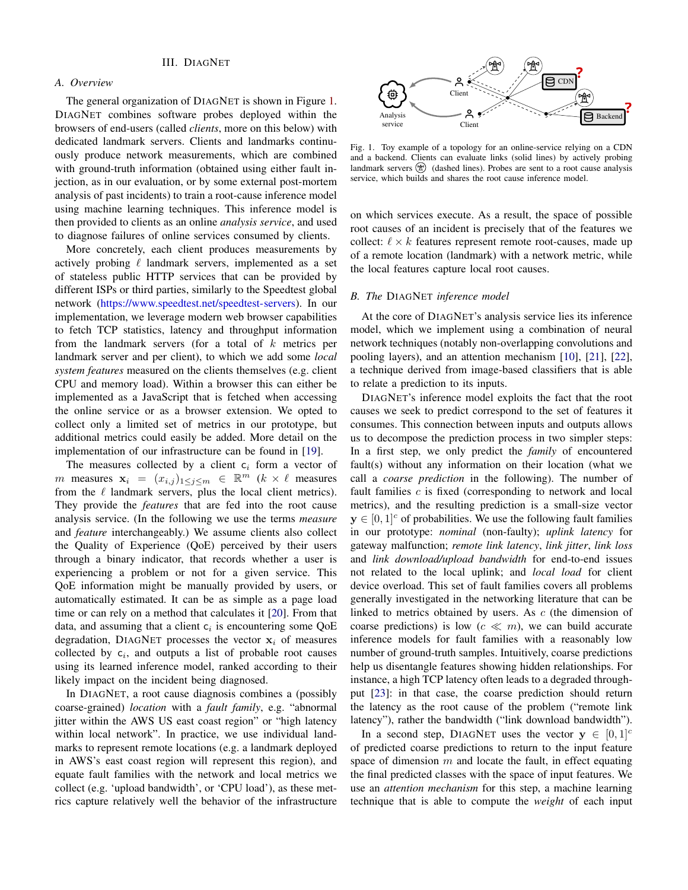## III. DiagNet

### A. Overview

The general organization of DiagNet is shown in Figure 1. DiagNet combines software probes deployed within the browsers of end-users (called *clients*, more on this below) with dedicated landmark servers. Clients and landmarks continuously produce network measurements, which are combined with ground-truth information (obtained using either fault injection, as in our evaluation, or by some external post-mortem analysis of past incidents) to train a root-cause inference model using machine learning techniques. This inference model is then provided to clients as an online *analysis service*, and used to diagnose failures of online services consumed by clients.

More concretely, each client produces measurements by actively probing $\ell$ landmark servers, implemented as a set of stateless public HTTP services that can be provided by different ISPs or third parties, similarly to the Speedtest global network (https://www.speedtest.net/speedtest-servers). In our implementation, we leverage modern web browser capabilities to fetch TCP statistics, latency and throughput information from the landmark servers (for a total of $k$ metrics per landmark server and per client), to which we add some *local system features* measured on the clients themselves (e.g. client CPU and memory load). Within a browser this can either be implemented as a JavaScript that is fetched when accessing the online service or as a browser extension. We opted to collect only a limited set of metrics in our prototype, but additional metrics could easily be added. More detail on the implementation of our infrastructure can be found in [19].

The measures collected by a client $c_i$ form a vector of $m$ measures $\mathbf{x}_i = (x_{i,j})_{1 \leq j \leq m} \in \mathbb{R}^m$ ($k \times \ell$ measures from the $\ell$ landmark servers, plus the local client metrics). They provide the *features* that are fed into the root cause analysis service. (In the following we use the terms *measure* and *feature* interchangeably.) We assume clients also collect the Quality of Experience (QoE) perceived by their users through a binary indicator, that records whether a user is experiencing a problem or not for a given service. This QoE information might be manually provided by users, or automatically estimated. It can be as simple as a page load time or can rely on a method that calculates it [20]. From that data, and assuming that a client $c_i$ is encountering some QoE degradation, DiagNet processes the vector $\mathbf{x}_i$ of measures collected by $c_i$, and outputs a list of probable root causes using its learned inference model, ranked according to their likely impact on the incident being diagnosed.

In DiagNet, a root cause diagnosis combines a (possibly coarse-grained) *location* with a *fault family*, e.g. "abnormal jitter within the AWS US east coast region" or "high latency within local network". In practice, we use individual landmarks to represent remote locations (e.g. a landmark deployed in AWS's east coast region will represent this region), and equate fault families with the network and local metrics we collect (e.g. 'upload bandwidth', or 'CPU load'), as these metrics capture relatively well the behavior of the infrastructure on which services execute. As a result, the space of possible root causes of an incident is precisely that of the features we collect: $\ell \times k$ features represent remote root-causes, made up of a remote location (landmark) with a network metric, while the local features capture local root causes.

Fig. 1. Toy example of a topology for an online-service relying on a CDN and a backend. Clients can evaluate links (solid lines) by actively probing landmark servers (dashed lines). Probes are sent to a root cause analysis service, which builds and shares the root cause inference model.

### B. The DiagNet inference model

At the core of DiagNet's analysis service lies its inference model, which we implement using a combination of neural network techniques (notably non-overlapping convolutions and pooling layers), and an attention mechanism [10], [21], [22], a technique derived from image-based classifiers that is able to relate a prediction to its inputs.

DiagNet's inference model exploits the fact that the root causes we seek to predict correspond to the set of features it consumes. This connection between inputs and outputs allows us to decompose the prediction process in two simpler steps: In a first step, we only predict the *family* of encountered fault(s) without any information on their location (what we call a *coarse prediction* in the following). The number of fault families $c$ is fixed (corresponding to network and local metrics), and the resulting prediction is a small-size vector $\mathbf{y} \in [0,1]^c$ of probabilities. We use the following fault families in our prototype: *nominal* (non-faulty); *uplink latency* for gateway malfunction; *remote link latency*, *link jitter*, *link loss* and *link download/upload bandwidth* for end-to-end issues not related to the local uplink; and *local load* for client device overload. This set of fault families covers all problems generally investigated in the networking literature that can be linked to metrics obtained by users. As $c$ (the dimension of coarse predictions) is low ($c \ll m$), we can build accurate inference models for fault families with a reasonably low number of ground-truth samples. Intuitively, coarse predictions help us disentangle features showing hidden relationships. For instance, a high TCP latency often leads to a degraded throughput [23]: in that case, the coarse prediction should return the latency as the root cause of the problem ("remote link latency"), rather the bandwidth ("link download bandwidth").

In a second step, DiagNet uses the vector $\mathbf{y} \in [0,1]^c$ of predicted coarse predictions to return to the input feature space of dimension $m$ and locate the fault, in effect equating the final predicted classes with the space of input features. We use an *attention mechanism* for this step, a machine learning technique that is able to compute the *weight* of each input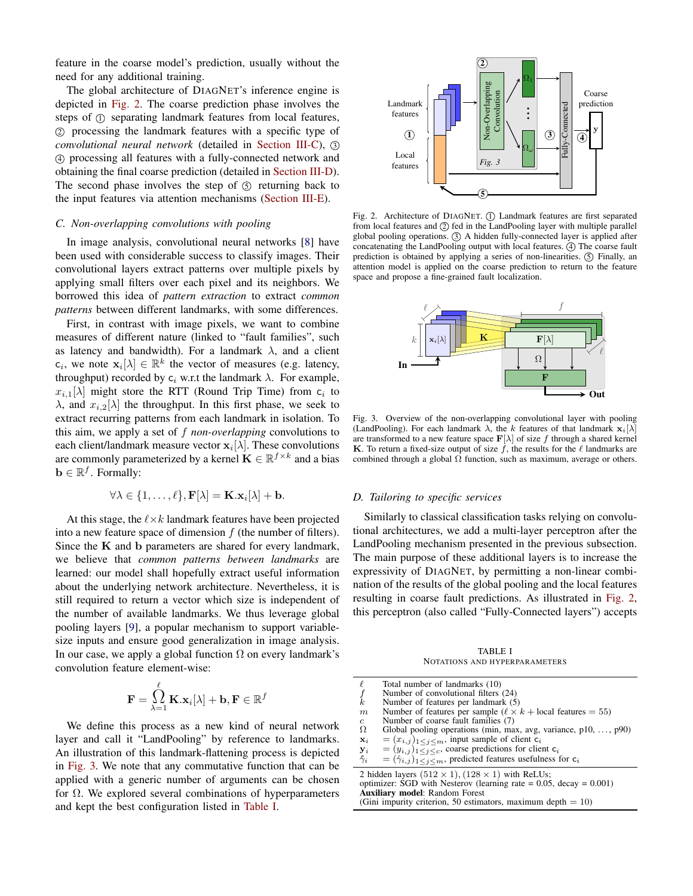feature in the coarse model's prediction, usually without the need for any additional training.

The global architecture of DIAGNET's inference engine is depicted in Fig. 2. The coarse prediction phase involves the steps of ① separating landmark features from local features, ② processing the landmark features with a specific type of *convolutional neural network* (detailed in Section III-C), ③ ④ processing all features with a fully-connected network and obtaining the final coarse prediction (detailed in Section III-D). The second phase involves the step of ⑤ returning back to the input features via attention mechanisms (Section III-E).

### C. Non-overlapping convolutions with pooling

In image analysis, convolutional neural networks [8] have been used with considerable success to classify images. Their convolutional layers extract patterns over multiple pixels by applying small filters over each pixel and its neighbors. We borrowed this idea of *pattern extraction* to extract *common patterns* between different landmarks, with some differences.

First, in contrast with image pixels, we want to combine measures of different nature (linked to "fault families", such as latency and bandwidth). For a landmark $\lambda$, and a client $\mathsf{c}_i$, we note $\mathbf{x}_i[\lambda] \in \mathbb{R}^k$ the vector of measures (e.g. latency, throughput) recorded by $\mathsf{c}_i$ w.r.t the landmark $\lambda$. For example, $x_{i,1}[\lambda]$ might store the RTT (Round Trip Time) from $\mathsf{c}_i$ to $\lambda$, and $x_{i,2}[\lambda]$ the throughput. In this first phase, we seek to extract recurring patterns from each landmark in isolation. To this aim, we apply a set of $f$ *non-overlapping* convolutions to each client/landmark measure vector $\mathbf{x}_i[\lambda]$. These convolutions are commonly parameterized by a kernel $\mathbf{K} \in \mathbb{R}^{f \times k}$ and a bias $\mathbf{b} \in \mathbb{R}^f$. Formally:

$$\forall \lambda \in \{1, \ldots, \ell\}, \mathbf{F}[\lambda] = \mathbf{K}.\mathbf{x}_i[\lambda] + \mathbf{b}.$$

At this stage, the $\ell \times k$ landmark features have been projected into a new feature space of dimension $f$ (the number of filters). Since the $\mathbf{K}$ and $\mathbf{b}$ parameters are shared for every landmark, we believe that *common patterns between landmarks* are learned: our model shall hopefully extract useful information about the underlying network architecture. Nevertheless, it is still required to return a vector which size is independent of the number of available landmarks. We thus leverage global pooling layers [9], a popular mechanism to support variable-size inputs and ensure good generalization in image analysis. In our case, we apply a global function $\Omega$ on every landmark's convolution feature element-wise:

$$\mathbf{F} = \mathop{\Omega}_{\lambda=1}^{\ell} \mathbf{K}.\mathbf{x}_i[\lambda] + \mathbf{b}, \mathbf{F} \in \mathbb{R}^f$$

We define this process as a new kind of neural network layer and call it "LandPooling" by reference to landmarks. An illustration of this landmark-flattening process is depicted in Fig. 3. We note that any commutative function that can be applied with a generic number of arguments can be chosen for $\Omega$. We explored several combinations of hyperparameters and kept the best configuration listed in Table I.

Fig. 2. Architecture of DIAGNET. ① Landmark features are first separated from local features and ② fed in the LandPooling layer with multiple parallel global pooling operations. ③ A hidden fully-connected layer is applied after concatenating the LandPooling output with local features. ④ The coarse fault prediction is obtained by applying a series of non-linearities. ⑤ Finally, an attention model is applied on the coarse prediction to return to the feature space and propose a fine-grained fault localization.

Fig. 3. Overview of the non-overlapping convolutional layer with pooling (LandPooling). For each landmark $\lambda$, the $k$ features of that landmark $\mathbf{x}_i[\lambda]$ are transformed to a new feature space $\mathbf{F}[\lambda]$ of size $f$ through a shared kernel $\mathbf{K}$. To return a fixed-size output of size $f$, the results for the $\ell$ landmarks are combined through a global $\Omega$ function, such as maximum, average or others.

### D. Tailoring to specific services

Similarly to classical classification tasks relying on convolutional architectures, we add a multi-layer perceptron after the LandPooling mechanism presented in the previous subsection. The main purpose of these additional layers is to increase the expressivity of DIAGNET, by permitting a non-linear combination of the results of the global pooling and the local features resulting in coarse fault predictions. As illustrated in Fig. 2, this perceptron (also called "Fully-Connected layers") accepts

TABLE I
NOTATIONS AND HYPERPARAMETERS

| | |
|---|---|
| $\ell$ | Total number of landmarks (10) |
| $f$ | Number of convolutional filters (24) |
| $k$ | Number of features per landmark (5) |
| $m$ | Number of features per sample ($\ell \times k$ + local features = 55) |
| $c$ | Number of coarse fault families (7) |
| $\Omega$ | Global pooling operations (min, max, avg, variance, p10, ..., p90) |
| $\mathbf{x}_i$ | $= (x_{i,j})_{1 \leq j \leq m}$, input sample of client $\mathsf{c}_i$ |
| $\mathbf{y}_i$ | $= (y_{i,j})_{1 \leq j \leq c}$, coarse predictions for client $\mathsf{c}_i$ |
| $\hat{\gamma}_i$ | $= (\hat{\gamma}_{i,j})_{1 \leq j \leq m}$, predicted features usefulness for $\mathsf{c}_i$ |

2 hidden layers ($512 \times 1$), ($128 \times 1$) with ReLUs;
optimizer: SGD with Nesterov (learning rate = 0.05, decay = 0.001)
**Auxiliary model**: Random Forest
(Gini impurity criterion, 50 estimators, maximum depth = 10)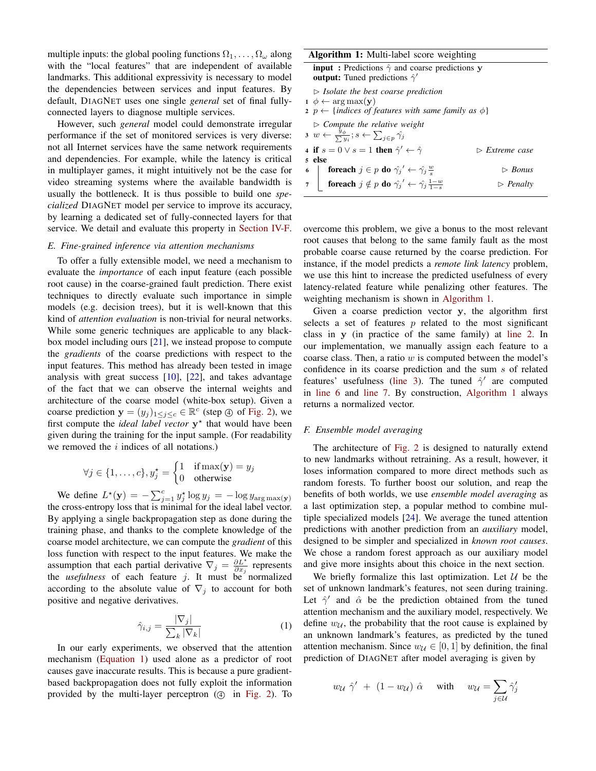multiple inputs: the global pooling functions $\Omega_1, \dots, \Omega_\omega$ along with the "local features" that are independent of available landmarks. This additional expressivity is necessary to model the dependencies between services and input features. By default, DiagNet uses one single *general* set of final fully-connected layers to diagnose multiple services.

However, such *general* model could demonstrate irregular performance if the set of monitored services is very diverse: not all Internet services have the same network requirements and dependencies. For example, while the latency is critical in multiplayer games, it might intuitively not be the case for video streaming systems where the available bandwidth is usually the bottleneck. It is thus possible to build one *specialized* DiagNet model per service to improve its accuracy, by learning a dedicated set of fully-connected layers for that service. We detail and evaluate this property in Section IV-F.

### E. Fine-grained inference via attention mechanisms

To offer a fully extensible model, we need a mechanism to evaluate the *importance* of each input feature (each possible root cause) in the coarse-grained fault prediction. There exist techniques to directly evaluate such importance in simple models (e.g. decision trees), but it is well-known that this kind of *attention evaluation* is non-trivial for neural networks. While some generic techniques are applicable to any black-box model including ours [21], we instead propose to compute the *gradients* of the coarse predictions with respect to the input features. This method has already been tested in image analysis with great success [10], [22], and takes advantage of the fact that we can observe the internal weights and architecture of the coarse model (white-box setup). Given a coarse prediction $\mathbf{y} = (y_j)_{1 \le j \le c} \in \mathbb{R}^c$ (step ④ of Fig. 2), we first compute the *ideal label vector* $\mathbf{y}^\star$ that would have been given during the training for the input sample. (For readability we removed the $i$ indices of all notations.)

$$\forall j \in \{1, \dots, c\}, y_j^\star = \begin{cases} 1 & \text{if} \max(\mathbf{y}) = y_j \\ 0 & \text{otherwise} \end{cases}$$

We define $L^\star(\mathbf{y}) = -\sum_{j=1}^{c} y_j^\star \log y_j = -\log y_{\arg\max(\mathbf{y})}$ the cross-entropy loss that is minimal for the ideal label vector. By applying a single backpropagation step as done during the training phase, and thanks to the complete knowledge of the coarse model architecture, we can compute the *gradient* of this loss function with respect to the input features. We make the assumption that each partial derivative $\nabla_j = \frac{\partial L^\star}{\partial x_j}$ represents the *usefulness* of each feature $j$. It must be normalized according to the absolute value of $\nabla_j$ to account for both positive and negative derivatives.

$$\hat{\gamma}_{i,j} = \frac{|\nabla_j|}{\sum_k |\nabla_k|} \tag{1}$$

In our early experiments, we observed that the attention mechanism (Equation 1) used alone as a predictor of root causes gave inaccurate results. This is because a pure gradient-based backpropagation does not fully exploit the information provided by the multi-layer perceptron (④ in Fig. 2). To overcome this problem, we give a bonus to the most relevant root causes that belong to the same family fault as the most probable coarse cause returned by the coarse prediction. For instance, if the model predicts a *remote link latency* problem, we use this hint to increase the predicted usefulness of every latency-related feature while penalizing other features. The weighting mechanism is shown in Algorithm 1.

**Algorithm 1:** Multi-label score weighting

```
input : Predictions γ̂ and coarse predictions y
output: Tuned predictions γ̂'
  ▷ Isolate the best coarse prediction
1 φ ← arg max(y)
2 p ← {indices of features with same family as φ}
  ▷ Compute the relative weight
3 w ← y_φ / Σ y_i ; s ← Σ_{j∈p} γ̂_j
4 if s = 0 ∨ s = 1 then γ̂' ← γ̂                ▷ Extreme case
5 else
6     foreach j ∈ p do γ̂'_j ← γ̂_j (w/s)        ▷ Bonus
7     foreach j ∉ p do γ̂'_j ← γ̂_j (1−w)/(1−s)  ▷ Penalty
```

Given a coarse prediction vector $\mathbf{y}$, the algorithm first selects a set of features $p$ related to the most significant class in $\mathbf{y}$ (in practice of the same family) at line 2. In our implementation, we manually assign each feature to a coarse class. Then, a ratio $w$ is computed between the model's confidence in its coarse prediction and the sum $s$ of related features' usefulness (line 3). The tuned $\hat{\gamma}'$ are computed in line 6 and line 7. By construction, Algorithm 1 always returns a normalized vector.

### F. Ensemble model averaging

The architecture of Fig. 2 is designed to naturally extend to new landmarks without retraining. As a result, however, it loses information compared to more direct methods such as random forests. To further boost our solution, and reap the benefits of both worlds, we use *ensemble model averaging* as a last optimization step, a popular method to combine multiple specialized models [24]. We average the tuned attention predictions with another prediction from an *auxiliary* model, designed to be simpler and specialized in *known root causes*. We chose a random forest approach as our auxiliary model and give more insights about this choice in the next section.

We briefly formalize this last optimization. Let $\mathcal{U}$ be the set of unknown landmark's features, not seen during training. Let $\hat{\gamma}'$ and $\hat{\alpha}$ be the prediction obtained from the tuned attention mechanism and the auxiliary model, respectively. We define $w_{\mathcal{U}}$, the probability that the root cause is explained by an unknown landmark's features, as predicted by the tuned attention mechanism. Since $w_{\mathcal{U}} \in [0, 1]$ by definition, the final prediction of DiagNet after model averaging is given by

$$w_{\mathcal{U}}\ \hat{\gamma}' \ + \ (1 - w_{\mathcal{U}})\ \hat{\alpha} \quad \text{with} \quad w_{\mathcal{U}} = \sum_{j \in \mathcal{U}} \hat{\gamma}'_j$$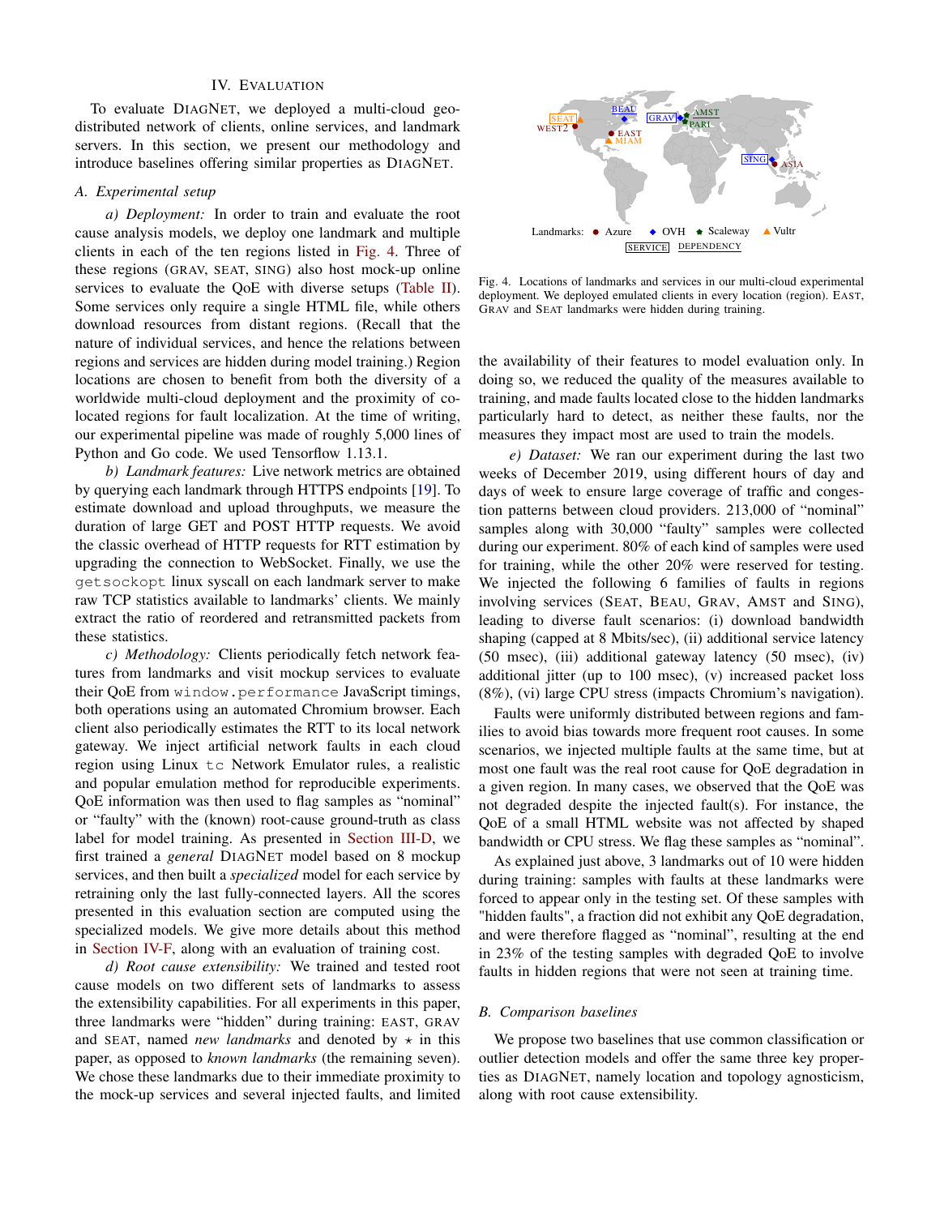## IV. Evaluation

To evaluate DiagNet, we deployed a multi-cloud geo-distributed network of clients, online services, and landmark servers. In this section, we present our methodology and introduce baselines offering similar properties as DiagNet.

### A. Experimental setup

*a) Deployment:* In order to train and evaluate the root cause analysis models, we deploy one landmark and multiple clients in each of the ten regions listed in Fig. 4. Three of these regions (GRAV, SEAT, SING) also host mock-up online services to evaluate the QoE with diverse setups (Table II). Some services only require a single HTML file, while others download resources from distant regions. (Recall that the nature of individual services, and hence the relations between regions and services are hidden during model training.) Region locations are chosen to benefit from both the diversity of a worldwide multi-cloud deployment and the proximity of co-located regions for fault localization. At the time of writing, our experimental pipeline was made of roughly 5,000 lines of Python and Go code. We used Tensorflow 1.13.1.

*b) Landmark features:* Live network metrics are obtained by querying each landmark through HTTPS endpoints [19]. To estimate download and upload throughputs, we measure the duration of large GET and POST HTTP requests. We avoid the classic overhead of HTTP requests for RTT estimation by upgrading the connection to WebSocket. Finally, we use the `getsockopt` linux syscall on each landmark server to make raw TCP statistics available to landmarks' clients. We mainly extract the ratio of reordered and retransmitted packets from these statistics.

*c) Methodology:* Clients periodically fetch network features from landmarks and visit mockup services to evaluate their QoE from `window.performance` JavaScript timings, both operations using an automated Chromium browser. Each client also periodically estimates the RTT to its local network gateway. We inject artificial network faults in each cloud region using Linux `tc` Network Emulator rules, a realistic and popular emulation method for reproducible experiments. QoE information was then used to flag samples as "nominal" or "faulty" with the (known) root-cause ground-truth as class label for model training. As presented in Section III-D, we first trained a *general* DiagNet model based on 8 mockup services, and then built a *specialized* model for each service by retraining only the last fully-connected layers. All the scores presented in this evaluation section are computed using the specialized models. We give more details about this method in Section IV-F, along with an evaluation of training cost.

*d) Root cause extensibility:* We trained and tested root cause models on two different sets of landmarks to assess the extensibility capabilities. For all experiments in this paper, three landmarks were "hidden" during training: EAST, GRAV and SEAT, named *new landmarks* and denoted by $\star$ in this paper, as opposed to *known landmarks* (the remaining seven). We chose these landmarks due to their immediate proximity to the mock-up services and several injected faults, and limited

Fig. 4. Locations of landmarks and services in our multi-cloud experimental deployment. We deployed emulated clients in every location (region). EAST, GRAV and SEAT landmarks were hidden during training.

the availability of their features to model evaluation only. In doing so, we reduced the quality of the measures available to training, and made faults located close to the hidden landmarks particularly hard to detect, as neither these faults, nor the measures they impact most are used to train the models.

*e) Dataset:* We ran our experiment during the last two weeks of December 2019, using different hours of day and days of week to ensure large coverage of traffic and congestion patterns between cloud providers. 213,000 of "nominal" samples along with 30,000 "faulty" samples were collected during our experiment. 80% of each kind of samples were used for training, while the other 20% were reserved for testing. We injected the following 6 families of faults in regions involving services (SEAT, BEAU, GRAV, AMST and SING), leading to diverse fault scenarios: (i) download bandwidth shaping (capped at 8 Mbits/sec), (ii) additional service latency (50 msec), (iii) additional gateway latency (50 msec), (iv) additional jitter (up to 100 msec), (v) increased packet loss (8%), (vi) large CPU stress (impacts Chromium's navigation).

Faults were uniformly distributed between regions and families to avoid bias towards more frequent root causes. In some scenarios, we injected multiple faults at the same time, but at most one fault was the real root cause for QoE degradation in a given region. In many cases, we observed that the QoE was not degraded despite the injected fault(s). For instance, the QoE of a small HTML website was not affected by shaped bandwidth or CPU stress. We flag these samples as "nominal".

As explained just above, 3 landmarks out of 10 were hidden during training: samples with faults at these landmarks were forced to appear only in the testing set. Of these samples with "hidden faults", a fraction did not exhibit any QoE degradation, and were therefore flagged as "nominal", resulting at the end in 23% of the testing samples with degraded QoE to involve faults in hidden regions that were not seen at training time.

### B. Comparison baselines

We propose two baselines that use common classification or outlier detection models and offer the same three key properties as DiagNet, namely location and topology agnosticism, along with root cause extensibility.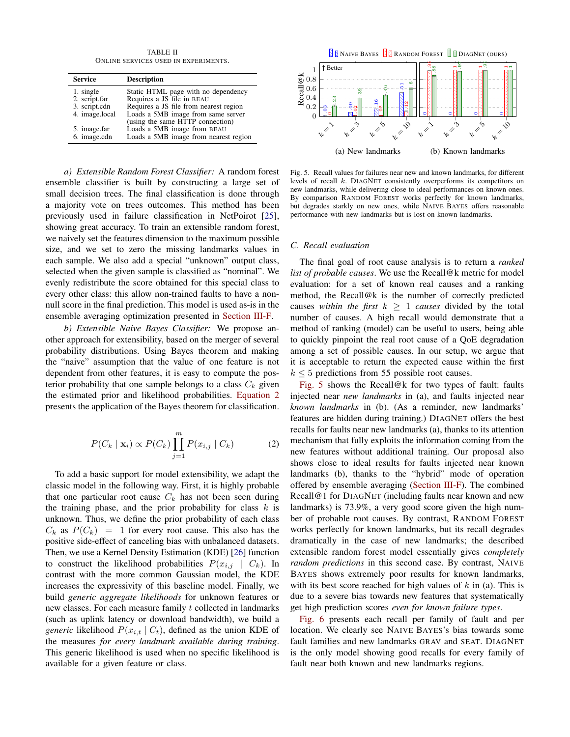TABLE II
ONLINE SERVICES USED IN EXPERIMENTS.

| Service | Description |
|---|---|
| 1. single | Static HTML page with no dependency |
| 2. script.far | Requires a JS file in BEAU |
| 3. script.cdn | Requires a JS file from nearest region |
| 4. image.local | Loads a 5MB image from same server (using the same HTTP connection) |
| 5. image.far | Loads a 5MB image from BEAU |
| 6. image.cdn | Loads a 5MB image from nearest region |

*a) Extensible Random Forest Classifier:* A random forest ensemble classifier is built by constructing a large set of small decision trees. The final classification is done through a majority vote on trees outcomes. This method has been previously used in failure classification in NetPoirot [25], showing great accuracy. To train an extensible random forest, we naively set the features dimension to the maximum possible size, and we set to zero the missing landmarks values in each sample. We also add a special "unknown" output class, selected when the given sample is classified as "nominal". We evenly redistribute the score obtained for this special class to every other class: this allow non-trained faults to have a non-null score in the final prediction. This model is used as-is in the ensemble averaging optimization presented in Section III-F.

*b) Extensible Naive Bayes Classifier:* We propose another approach for extensibility, based on the merger of several probability distributions. Using Bayes theorem and making the "naive" assumption that the value of one feature is not dependent from other features, it is easy to compute the posterior probability that one sample belongs to a class $C_k$ given the estimated prior and likelihood probabilities. Equation 2 presents the application of the Bayes theorem for classification.

$$P(C_k \mid \mathbf{x}_i) \propto P(C_k) \prod_{j=1}^{m} P(x_{i,j} \mid C_k) \tag{2}$$

To add a basic support for model extensibility, we adapt the classic model in the following way. First, it is highly probable that one particular root cause $C_k$ has not been seen during the training phase, and the prior probability for class $k$ is unknown. Thus, we define the prior probability of each class $C_k$ as $P(C_k) = 1$ for every root cause. This also has the positive side-effect of canceling bias with unbalanced datasets. Then, we use a Kernel Density Estimation (KDE) [26] function to construct the likelihood probabilities $P(x_{i,j} \mid C_k)$. In contrast with the more common Gaussian model, the KDE increases the expressivity of this baseline model. Finally, we build *generic aggregate likelihoods* for unknown features or new classes. For each measure family $t$ collected in landmarks (such as uplink latency or download bandwidth), we build a *generic* likelihood $P(x_{i,t} \mid C_t)$, defined as the union KDE of the measures *for every landmark available during training*. This generic likelihood is used when no specific likelihood is available for a given feature or class.

Fig. 5. Recall values for failures near new and known landmarks, for different levels of recall $k$. DIAGNET consistently overperforms its competitors on new landmarks, while delivering close to ideal performances on known ones. By comparison RANDOM FOREST works perfectly for known landmarks, but degrades starkly on new ones, while NAIVE BAYES offers reasonable performance with new landmarks but is lost on known landmarks.

## C. Recall evaluation

The final goal of root cause analysis is to return a *ranked list of probable causes*. We use the Recall@k metric for model evaluation: for a set of known real causes and a ranking method, the Recall@k is the number of correctly predicted causes *within the first* $k \geq 1$ *causes* divided by the total number of causes. A high recall would demonstrate that a method of ranking (model) can be useful to users, being able to quickly pinpoint the real root cause of a QoE degradation among a set of possible causes. In our setup, we argue that it is acceptable to return the expected cause within the first $k \leq 5$ predictions from 55 possible root causes.

Fig. 5 shows the Recall@k for two types of fault: faults injected near *new landmarks* in (a), and faults injected near *known landmarks* in (b). (As a reminder, new landmarks' features are hidden during training.) DIAGNET offers the best recalls for faults near new landmarks (a), thanks to its attention mechanism that fully exploits the information coming from the new features without additional training. Our proposal also shows close to ideal results for faults injected near known landmarks (b), thanks to the "hybrid" mode of operation offered by ensemble averaging (Section III-F). The combined Recall@1 for DIAGNET (including faults near known and new landmarks) is 73.9%, a very good score given the high number of probable root causes. By contrast, RANDOM FOREST works perfectly for known landmarks, but its recall degrades dramatically in the case of new landmarks; the described extensible random forest model essentially gives *completely random predictions* in this second case. By contrast, NAIVE BAYES shows extremely poor results for known landmarks, with its best score reached for high values of $k$ in (a). This is due to a severe bias towards new features that systematically get high prediction scores *even for known failure types*.

Fig. 6 presents each recall per family of fault and per location. We clearly see NAIVE BAYES's bias towards some fault families and new landmarks GRAV and SEAT. DIAGNET is the only model showing good recalls for every family of fault near both known and new landmarks regions.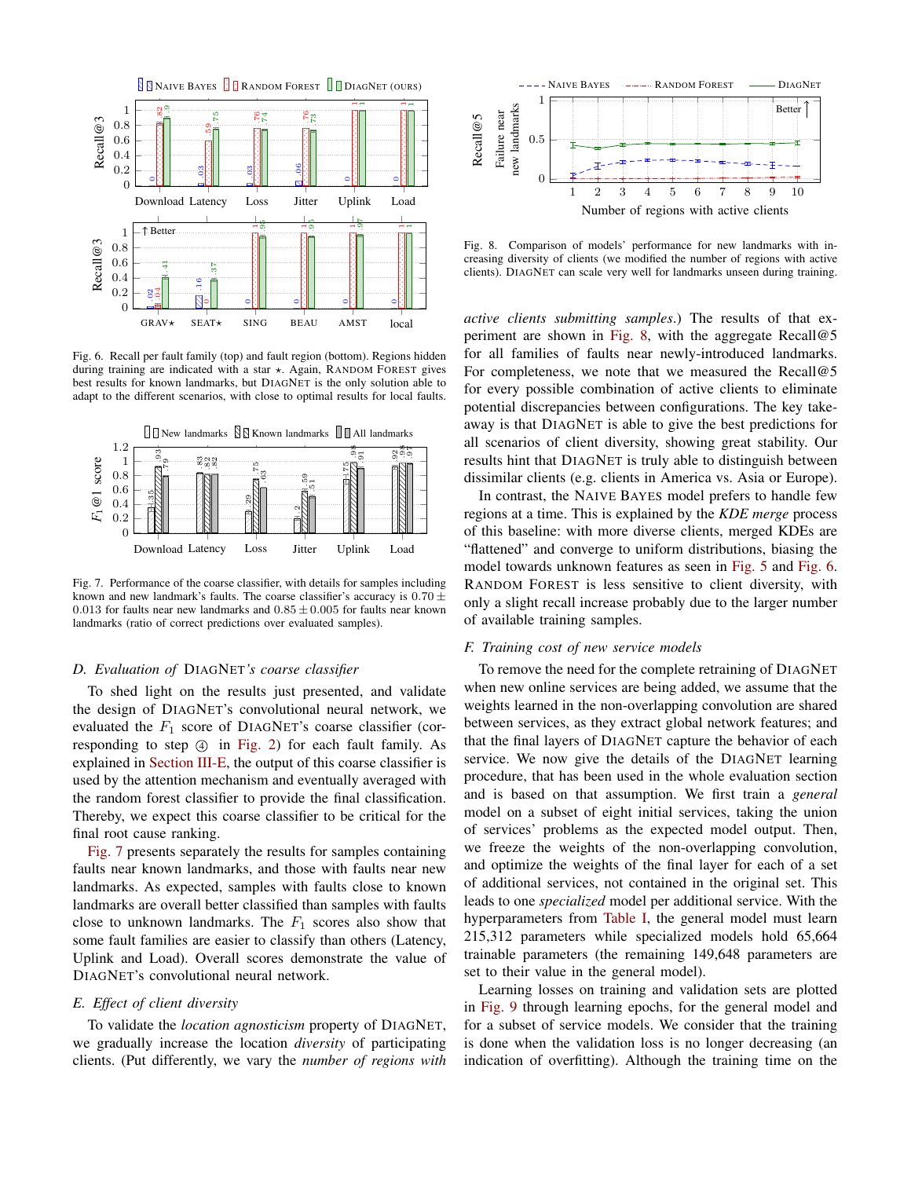Fig. 6. Recall per fault family (top) and fault region (bottom). Regions hidden during training are indicated with a star ⋆. Again, RANDOM FOREST gives best results for known landmarks, but DIAGNET is the only solution able to adapt to the different scenarios, with close to optimal results for local faults.

Fig. 7. Performance of the coarse classifier, with details for samples including known and new landmark's faults. The coarse classifier's accuracy is $0.70 \pm 0.013$ for faults near new landmarks and $0.85 \pm 0.005$ for faults near known landmarks (ratio of correct predictions over evaluated samples).

### D. Evaluation of DIAGNET's coarse classifier

To shed light on the results just presented, and validate the design of DIAGNET's convolutional neural network, we evaluated the $F_1$ score of DIAGNET's coarse classifier (corresponding to step ④ in Fig. 2) for each fault family. As explained in Section III-E, the output of this coarse classifier is used by the attention mechanism and eventually averaged with the random forest classifier to provide the final classification. Thereby, we expect this coarse classifier to be critical for the final root cause ranking.

Fig. 7 presents separately the results for samples containing faults near known landmarks, and those with faults near new landmarks. As expected, samples with faults close to known landmarks are overall better classified than samples with faults close to unknown landmarks. The $F_1$ scores also show that some fault families are easier to classify than others (Latency, Uplink and Load). Overall scores demonstrate the value of DIAGNET's convolutional neural network.

### E. Effect of client diversity

To validate the *location agnosticism* property of DIAGNET, we gradually increase the location *diversity* of participating clients. (Put differently, we vary the *number of regions with active clients submitting samples*.) The results of that experiment are shown in Fig. 8, with the aggregate Recall@5 for all families of faults near newly-introduced landmarks. For completeness, we note that we measured the Recall@5 for every possible combination of active clients to eliminate potential discrepancies between configurations. The key takeaway is that DIAGNET is able to give the best predictions for all scenarios of client diversity, showing great stability. Our results hint that DIAGNET is truly able to distinguish between dissimilar clients (e.g. clients in America vs. Asia or Europe).

Fig. 8. Comparison of models' performance for new landmarks with increasing diversity of clients (we modified the number of regions with active clients). DIAGNET can scale very well for landmarks unseen during training.

In contrast, the NAIVE BAYES model prefers to handle few regions at a time. This is explained by the *KDE merge* process of this baseline: with more diverse clients, merged KDEs are "flattened" and converge to uniform distributions, biasing the model towards unknown features as seen in Fig. 5 and Fig. 6. RANDOM FOREST is less sensitive to client diversity, with only a slight recall increase probably due to the larger number of available training samples.

### F. Training cost of new service models

To remove the need for the complete retraining of DIAGNET when new online services are being added, we assume that the weights learned in the non-overlapping convolution are shared between services, as they extract global network features; and that the final layers of DIAGNET capture the behavior of each service. We now give the details of the DIAGNET learning procedure, that has been used in the whole evaluation section and is based on that assumption. We first train a *general* model on a subset of eight initial services, taking the union of services' problems as the expected model output. Then, we freeze the weights of the non-overlapping convolution, and optimize the weights of the final layer for each of a set of additional services, not contained in the original set. This leads to one *specialized* model per additional service. With the hyperparameters from Table I, the general model must learn 215,312 parameters while specialized models hold 65,664 trainable parameters (the remaining 149,648 parameters are set to their value in the general model).

Learning losses on training and validation sets are plotted in Fig. 9 through learning epochs, for the general model and for a subset of service models. We consider that the training is done when the validation loss is no longer decreasing (an indication of overfitting). Although the training time on the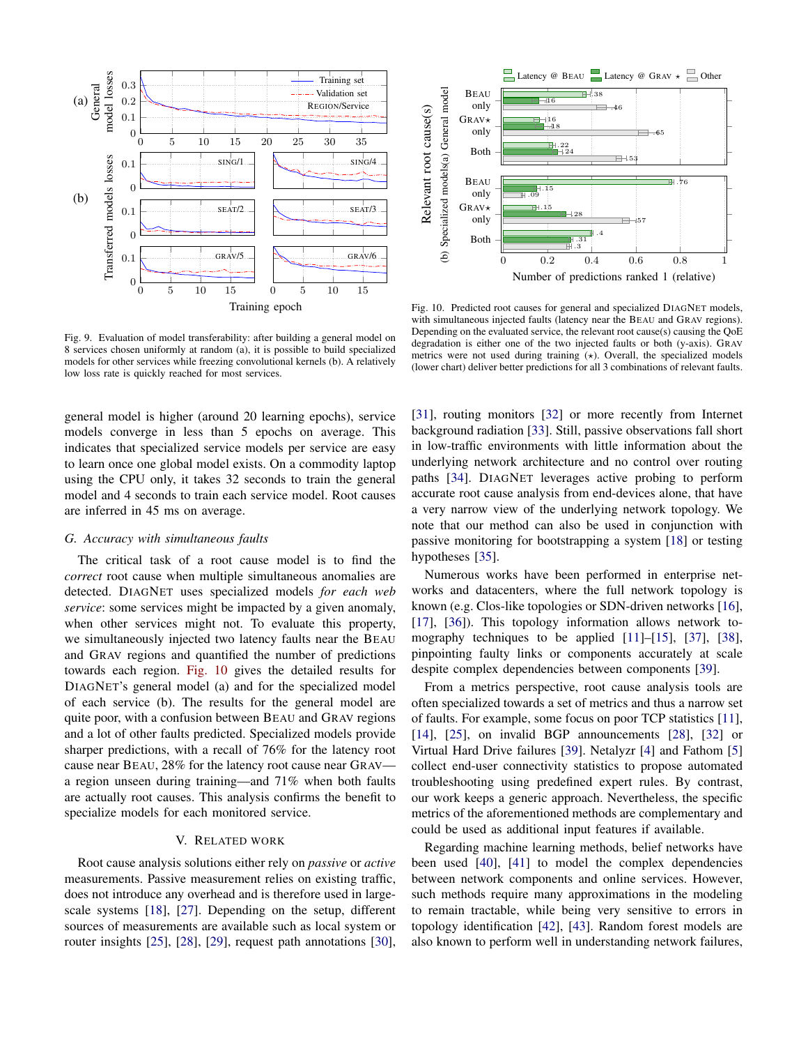Fig. 9. Evaluation of model transferability: after building a general model on 8 services chosen uniformly at random (a), it is possible to build specialized models for other services while freezing convolutional kernels (b). A relatively low loss rate is quickly reached for most services.

Fig. 10. Predicted root causes for general and specialized DiagNet models, with simultaneous injected faults (latency near the Beau and Grav regions). Depending on the evaluated service, the relevant root cause(s) causing the QoE degradation is either one of the two injected faults or both (y-axis). Grav metrics were not used during training (⋆). Overall, the specialized models (lower chart) deliver better predictions for all 3 combinations of relevant faults.

general model is higher (around 20 learning epochs), service models converge in less than 5 epochs on average. This indicates that specialized service models per service are easy to learn once one global model exists. On a commodity laptop using the CPU only, it takes 32 seconds to train the general model and 4 seconds to train each service model. Root causes are inferred in 45 ms on average.

### G. Accuracy with simultaneous faults

The critical task of a root cause model is to find the *correct* root cause when multiple simultaneous anomalies are detected. DiagNet uses specialized models *for each web service*: some services might be impacted by a given anomaly, when other services might not. To evaluate this property, we simultaneously injected two latency faults near the Beau and Grav regions and quantified the number of predictions towards each region. Fig. 10 gives the detailed results for DiagNet's general model (a) and for the specialized model of each service (b). The results for the general model are quite poor, with a confusion between Beau and Grav regions and a lot of other faults predicted. Specialized models provide sharper predictions, with a recall of 76% for the latency root cause near Beau, 28% for the latency root cause near Grav—a region unseen during training—and 71% when both faults are actually root causes. This analysis confirms the benefit to specialize models for each monitored service.

## V. Related work

Root cause analysis solutions either rely on *passive* or *active* measurements. Passive measurement relies on existing traffic, does not introduce any overhead and is therefore used in large-scale systems [18], [27]. Depending on the setup, different sources of measurements are available such as local system or router insights [25], [28], [29], request path annotations [30], [31], routing monitors [32] or more recently from Internet background radiation [33]. Still, passive observations fall short in low-traffic environments with little information about the underlying network architecture and no control over routing paths [34]. DiagNet leverages active probing to perform accurate root cause analysis from end-devices alone, that have a very narrow view of the underlying network topology. We note that our method can also be used in conjunction with passive monitoring for bootstrapping a system [18] or testing hypotheses [35].

Numerous works have been performed in enterprise networks and datacenters, where the full network topology is known (e.g. Clos-like topologies or SDN-driven networks [16], [17], [36]). This topology information allows network tomography techniques to be applied [11]–[15], [37], [38], pinpointing faulty links or components accurately at scale despite complex dependencies between components [39].

From a metrics perspective, root cause analysis tools are often specialized towards a set of metrics and thus a narrow set of faults. For example, some focus on poor TCP statistics [11], [14], [25], on invalid BGP announcements [28], [32] or Virtual Hard Drive failures [39]. Netalyzr [4] and Fathom [5] collect end-user connectivity statistics to propose automated troubleshooting using predefined expert rules. By contrast, our work keeps a generic approach. Nevertheless, the specific metrics of the aforementioned methods are complementary and could be used as additional input features if available.

Regarding machine learning methods, belief networks have been used [40], [41] to model the complex dependencies between network components and online services. However, such methods require many approximations in the modeling to remain tractable, while being very sensitive to errors in topology identification [42], [43]. Random forest models are also known to perform well in understanding network failures,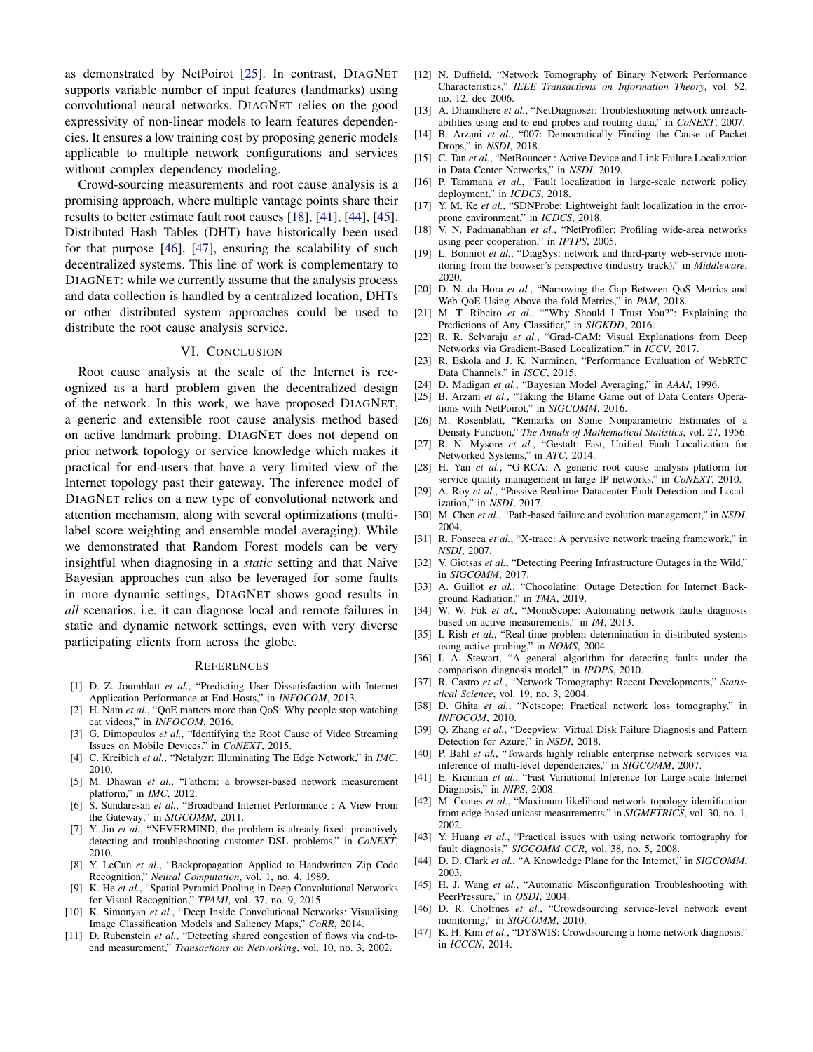as demonstrated by NetPoirot [25]. In contrast, DIAGNET supports variable number of input features (landmarks) using convolutional neural networks. DIAGNET relies on the good expressivity of non-linear models to learn features dependencies. It ensures a low training cost by proposing generic models applicable to multiple network configurations and services without complex dependency modeling.

Crowd-sourcing measurements and root cause analysis is a promising approach, where multiple vantage points share their results to better estimate fault root causes [18], [41], [44], [45]. Distributed Hash Tables (DHT) have historically been used for that purpose [46], [47], ensuring the scalability of such decentralized systems. This line of work is complementary to DIAGNET: while we currently assume that the analysis process and data collection is handled by a centralized location, DHTs or other distributed system approaches could be used to distribute the root cause analysis service.

## VI. Conclusion

Root cause analysis at the scale of the Internet is recognized as a hard problem given the decentralized design of the network. In this work, we have proposed DIAGNET, a generic and extensible root cause analysis method based on active landmark probing. DIAGNET does not depend on prior network topology or service knowledge which makes it practical for end-users that have a very limited view of the Internet topology past their gateway. The inference model of DIAGNET relies on a new type of convolutional network and attention mechanism, along with several optimizations (multi-label score weighting and ensemble model averaging). While we demonstrated that Random Forest models can be very insightful when diagnosing in a *static* setting and that Naive Bayesian approaches can also be leveraged for some faults in more dynamic settings, DIAGNET shows good results in *all* scenarios, i.e. it can diagnose local and remote failures in static and dynamic network settings, even with very diverse participating clients from across the globe.

## References

[1] D. Z. Joumblatt *et al.*, "Predicting User Dissatisfaction with Internet Application Performance at End-Hosts," in *INFOCOM*, 2013.

[2] H. Nam *et al.*, "QoE matters more than QoS: Why people stop watching cat videos," in *INFOCOM*, 2016.

[3] G. Dimopoulos *et al.*, "Identifying the Root Cause of Video Streaming Issues on Mobile Devices," in *CoNEXT*, 2015.

[4] C. Kreibich *et al.*, "Netalyzr: Illuminating The Edge Network," in *IMC*, 2010.

[5] M. Dhawan *et al.*, "Fathom: a browser-based network measurement platform," in *IMC*, 2012.

[6] S. Sundaresan *et al.*, "Broadband Internet Performance : A View From the Gateway," in *SIGCOMM*, 2011.

[7] Y. Jin *et al.*, "NEVERMIND, the problem is already fixed: proactively detecting and troubleshooting customer DSL problems," in *CoNEXT*, 2010.

[8] Y. LeCun *et al.*, "Backpropagation Applied to Handwritten Zip Code Recognition," *Neural Computation*, vol. 1, no. 4, 1989.

[9] K. He *et al.*, "Spatial Pyramid Pooling in Deep Convolutional Networks for Visual Recognition," *TPAMI*, vol. 37, no. 9, 2015.

[10] K. Simonyan *et al.*, "Deep Inside Convolutional Networks: Visualising Image Classification Models and Saliency Maps," *CoRR*, 2014.

[11] D. Rubenstein *et al.*, "Detecting shared congestion of flows via end-to-end measurement," *Transactions on Networking*, vol. 10, no. 3, 2002.

[12] N. Duffield, "Network Tomography of Binary Network Performance Characteristics," *IEEE Transactions on Information Theory*, vol. 52, no. 12, dec 2006.

[13] A. Dhamdhere *et al.*, "NetDiagnoser: Troubleshooting network unreachabilities using end-to-end probes and routing data," in *CoNEXT*, 2007.

[14] B. Arzani *et al.*, "007: Democratically Finding the Cause of Packet Drops," in *NSDI*, 2018.

[15] C. Tan *et al.*, "NetBouncer : Active Device and Link Failure Localization in Data Center Networks," in *NSDI*, 2019.

[16] P. Tammana *et al.*, "Fault localization in large-scale network policy deployment," in *ICDCS*, 2018.

[17] Y. M. Ke *et al.*, "SDNProbe: Lightweight fault localization in the error-prone environment," in *ICDCS*, 2018.

[18] V. N. Padmanabhan *et al.*, "NetProfiler: Profiling wide-area networks using peer cooperation," in *IPTPS*, 2005.

[19] L. Bonniot *et al.*, "DiagSys: network and third-party web-service monitoring from the browser's perspective (industry track)," in *Middleware*, 2020.

[20] D. N. da Hora *et al.*, "Narrowing the Gap Between QoS Metrics and Web QoE Using Above-the-fold Metrics," in *PAM*, 2018.

[21] M. T. Ribeiro *et al.*, ""Why Should I Trust You?": Explaining the Predictions of Any Classifier," in *SIGKDD*, 2016.

[22] R. R. Selvaraju *et al.*, "Grad-CAM: Visual Explanations from Deep Networks via Gradient-Based Localization," in *ICCV*, 2017.

[23] R. Eskola and J. K. Nurminen, "Performance Evaluation of WebRTC Data Channels," in *ISCC*, 2015.

[24] D. Madigan *et al.*, "Bayesian Model Averaging," in *AAAI*, 1996.

[25] B. Arzani *et al.*, "Taking the Blame Game out of Data Centers Operations with NetPoirot," in *SIGCOMM*, 2016.

[26] M. Rosenblatt, "Remarks on Some Nonparametric Estimates of a Density Function," *The Annals of Mathematical Statistics*, vol. 27, 1956.

[27] R. N. Mysore *et al.*, "Gestalt: Fast, Unified Fault Localization for Networked Systems," in *ATC*, 2014.

[28] H. Yan *et al.*, "G-RCA: A generic root cause analysis platform for service quality management in large IP networks," in *CoNEXT*, 2010.

[29] A. Roy *et al.*, "Passive Realtime Datacenter Fault Detection and Localization," in *NSDI*, 2017.

[30] M. Chen *et al.*, "Path-based failure and evolution management," in *NSDI*, 2004.

[31] R. Fonseca *et al.*, "X-trace: A pervasive network tracing framework," in *NSDI*, 2007.

[32] V. Giotsas *et al.*, "Detecting Peering Infrastructure Outages in the Wild," in *SIGCOMM*, 2017.

[33] A. Guillot *et al.*, "Chocolatine: Outage Detection for Internet Background Radiation," in *TMA*, 2019.

[34] W. W. Fok *et al.*, "MonoScope: Automating network faults diagnosis based on active measurements," in *IM*, 2013.

[35] I. Rish *et al.*, "Real-time problem determination in distributed systems using active probing," in *NOMS*, 2004.

[36] I. A. Stewart, "A general algorithm for detecting faults under the comparison diagnosis model," in *IPDPS*, 2010.

[37] R. Castro *et al.*, "Network Tomography: Recent Developments," *Statistical Science*, vol. 19, no. 3, 2004.

[38] D. Ghita *et al.*, "Netscope: Practical network loss tomography," in *INFOCOM*, 2010.

[39] Q. Zhang *et al.*, "Deepview: Virtual Disk Failure Diagnosis and Pattern Detection for Azure," in *NSDI*, 2018.

[40] P. Bahl *et al.*, "Towards highly reliable enterprise network services via inference of multi-level dependencies," in *SIGCOMM*, 2007.

[41] E. Kiciman *et al.*, "Fast Variational Inference for Large-scale Internet Diagnosis," in *NIPS*, 2008.

[42] M. Coates *et al.*, "Maximum likelihood network topology identification from edge-based unicast measurements," in *SIGMETRICS*, vol. 30, no. 1, 2002.

[43] Y. Huang *et al.*, "Practical issues with using network tomography for fault diagnosis," *SIGCOMM CCR*, vol. 38, no. 5, 2008.

[44] D. D. Clark *et al.*, "A Knowledge Plane for the Internet," in *SIGCOMM*, 2003.

[45] H. J. Wang *et al.*, "Automatic Misconfiguration Troubleshooting with PeerPressure," in *OSDI*, 2004.

[46] D. R. Choffnes *et al.*, "Crowdsourcing service-level network event monitoring," in *SIGCOMM*, 2010.

[47] K. H. Kim *et al.*, "DYSWIS: Crowdsourcing a home network diagnosis," in *ICCCN*, 2014.